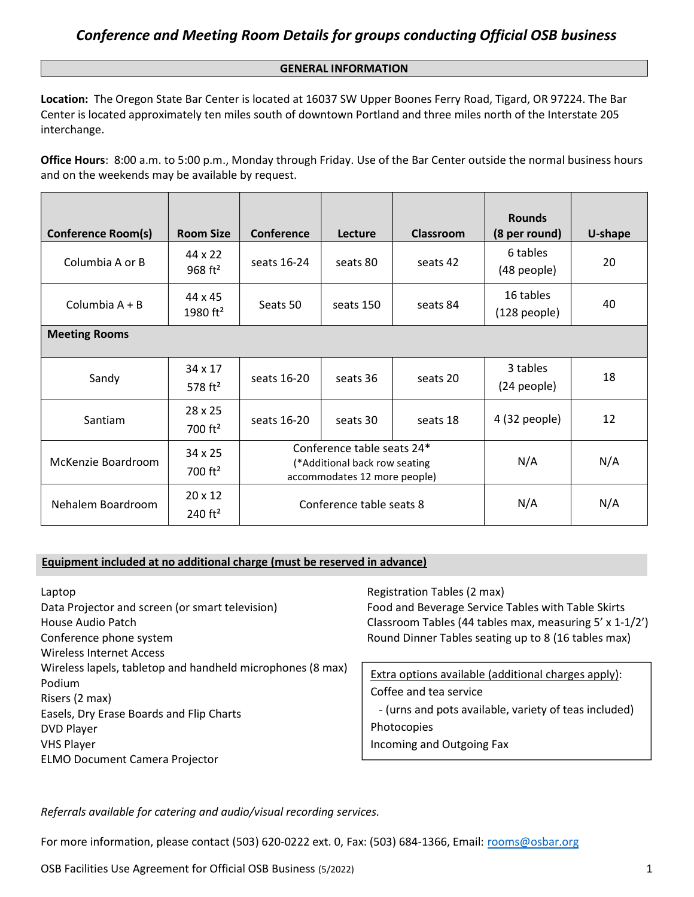# *Conference and Meeting Room Details for groups conducting Official OSB business*

## GENERAL INFORMATION

**Location:** The Oregon State Bar Center is located at 16037 SW Upper Boones Ferry Road, Tigard, OR 97224. The Bar Center is located approximately ten miles south of downtown Portland and three miles north of the Interstate 205 interchange.

**Office Hours**: 8:00 a.m. to 5:00 p.m., Monday through Friday. Use of the Bar Center outside the normal business hours and on the weekends may be available by request.

| Conference Room(s) | Room Size | Conference | Lecture | Classroom | Rounds (8 per round) | U-shape |
|---|---|---|---|---|---|---|
| Columbia A or B | 44 x 22<br>968 ft² | seats 16-24 | seats 80 | seats 42 | 6 tables<br>(48 people) | 20 |
| Columbia A + B | 44 x 45<br>1980 ft² | Seats 50 | seats 150 | seats 84 | 16 tables<br>(128 people) | 40 |
| **Meeting Rooms** | | | | | | |
| Sandy | 34 x 17<br>578 ft² | seats 16-20 | seats 36 | seats 20 | 3 tables<br>(24 people) | 18 |
| Santiam | 28 x 25<br>700 ft² | seats 16-20 | seats 30 | seats 18 | 4 (32 people) | 12 |
| McKenzie Boardroom | 34 x 25<br>700 ft² | Conference table seats 24*<br>(*Additional back row seating accommodates 12 more people) | | | N/A | N/A |
| Nehalem Boardroom | 20 x 12<br>240 ft² | Conference table seats 8 | | | N/A | N/A |

**Equipment included at no additional charge (must be reserved in advance)**

- Laptop
- Data Projector and screen (or smart television)
- House Audio Patch
- Conference phone system
- Wireless Internet Access
- Wireless lapels, tabletop and handheld microphones (8 max)
- Podium
- Risers (2 max)
- Easels, Dry Erase Boards and Flip Charts
- DVD Player
- VHS Player
- ELMO Document Camera Projector
- Registration Tables (2 max)
- Food and Beverage Service Tables with Table Skirts
- Classroom Tables (44 tables max, measuring 5' x 1-1/2')
- Round Dinner Tables seating up to 8 (16 tables max)

Extra options available (additional charges apply):
- Coffee and tea service
  - (urns and pots available, variety of teas included)
- Photocopies
- Incoming and Outgoing Fax

*Referrals available for catering and audio/visual recording services.*

For more information, please contact (503) 620-0222 ext. 0, Fax: (503) 684-1366, Email: rooms@osbar.org

OSB Facilities Use Agreement for Official OSB Business (5/2022)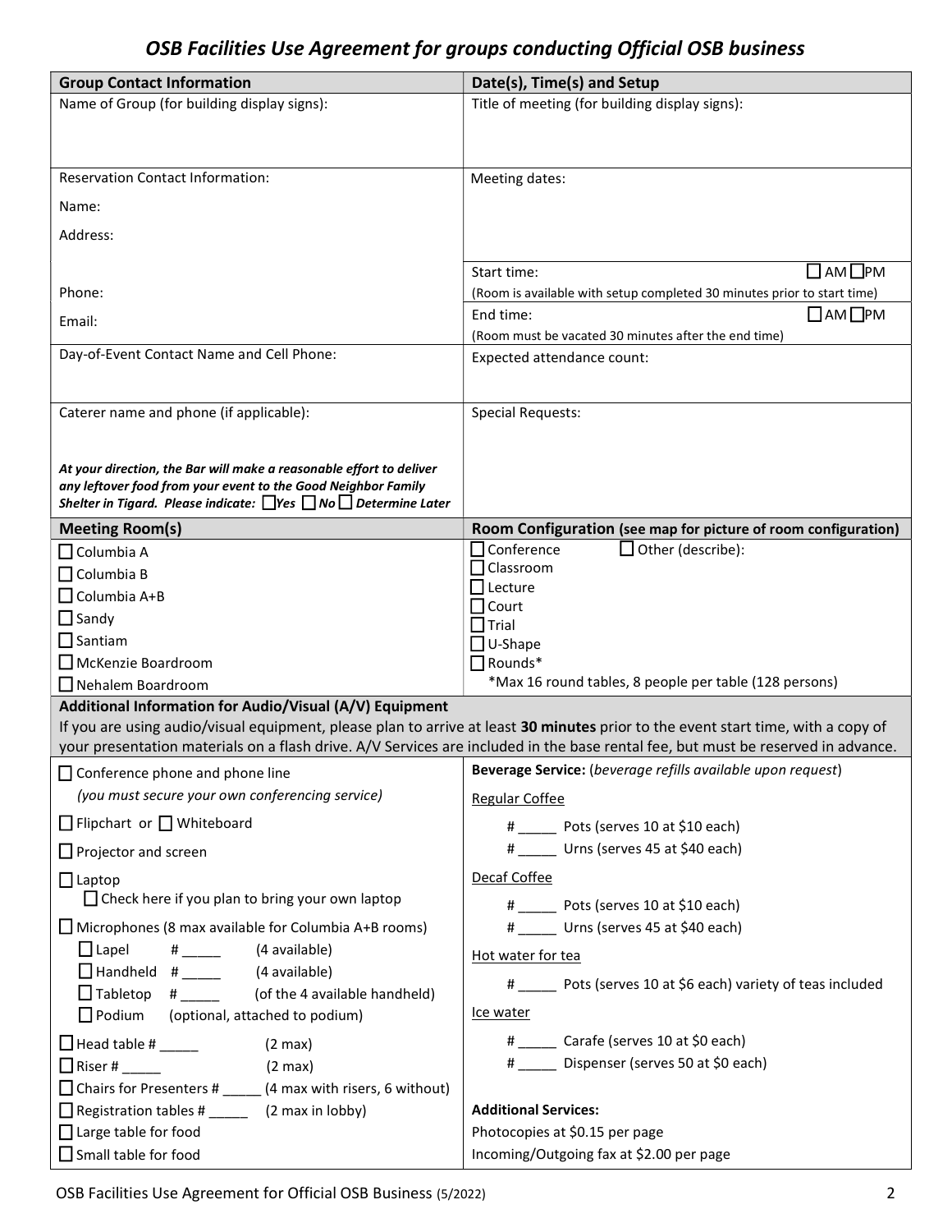# *OSB Facilities Use Agreement for groups conducting Official OSB business*

| **Group Contact Information** | **Date(s), Time(s) and Setup** |
|---|---|
| Name of Group (for building display signs): | Title of meeting (for building display signs): |
| Reservation Contact Information:<br><br>Name:<br><br>Address:<br><br><br>Phone:<br><br>Email: | Meeting dates:<br><br><br>Start time: ☐ AM ☐ PM<br>(Room is available with setup completed 30 minutes prior to start time)<br><br>End time: ☐ AM ☐ PM<br>(Room must be vacated 30 minutes after the end time) |
| Day-of-Event Contact Name and Cell Phone: | Expected attendance count: |
| Caterer name and phone (if applicable):<br><br>***At your direction, the Bar will make a reasonable effort to deliver any leftover food from your event to the Good Neighbor Family Shelter in Tigard. Please indicate: ☐ Yes ☐ No ☐ Determine Later*** | Special Requests: |
| **Meeting Room(s)** | **Room Configuration (see map for picture of room configuration)** |
| ☐ Columbia A<br>☐ Columbia B<br>☐ Columbia A+B<br>☐ Sandy<br>☐ Santiam<br>☐ McKenzie Boardroom<br>☐ Nehalem Boardroom | ☐ Conference ☐ Other (describe):<br>☐ Classroom<br>☐ Lecture<br>☐ Court<br>☐ Trial<br>☐ U-Shape<br>☐ Rounds*<br>*Max 16 round tables, 8 people per table (128 persons) |

**Additional Information for Audio/Visual (A/V) Equipment**

If you are using audio/visual equipment, please plan to arrive at least **30 minutes** prior to the event start time, with a copy of your presentation materials on a flash drive. A/V Services are included in the base rental fee, but must be reserved in advance.

| | |
|---|---|
| ☐ Conference phone and phone line<br>*(you must secure your own conferencing service)*<br><br>☐ Flipchart or ☐ Whiteboard<br><br>☐ Projector and screen<br><br>☐ Laptop<br>☐ Check here if you plan to bring your own laptop<br><br>☐ Microphones (8 max available for Columbia A+B rooms)<br>☐ Lapel # _____ (4 available)<br>☐ Handheld # _____ (4 available)<br>☐ Tabletop # _____ (of the 4 available handheld)<br>☐ Podium (optional, attached to podium)<br><br>☐ Head table # _____ (2 max)<br>☐ Riser # _____ (2 max)<br>☐ Chairs for Presenters # _____ (4 max with risers, 6 without)<br>☐ Registration tables # _____ (2 max in lobby)<br>☐ Large table for food<br>☐ Small table for food | **Beverage Service:** (*beverage refills available upon request*)<br><br>Regular Coffee<br># _____ Pots (serves 10 at $10 each)<br># _____ Urns (serves 45 at $40 each)<br><br>Decaf Coffee<br># _____ Pots (serves 10 at $10 each)<br># _____ Urns (serves 45 at $40 each)<br><br>Hot water for tea<br># _____ Pots (serves 10 at $6 each) variety of teas included<br><br>Ice water<br># _____ Carafe (serves 10 at $0 each)<br># _____ Dispenser (serves 50 at $0 each)<br><br>**Additional Services:**<br>Photocopies at $0.15 per page<br>Incoming/Outgoing fax at $2.00 per page |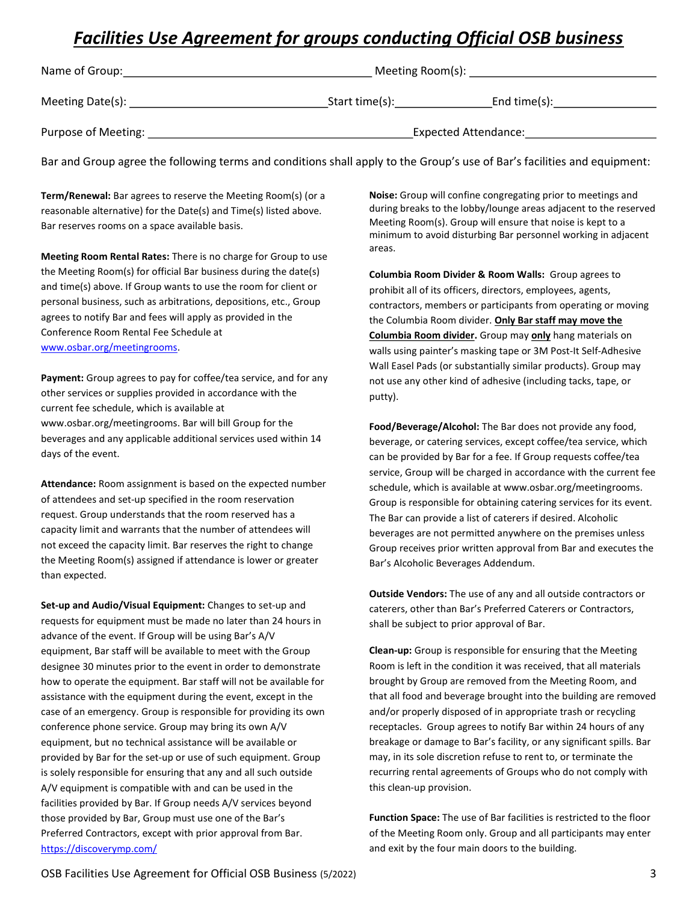# ***Facilities Use Agreement for groups conducting Official OSB business***

Name of Group: ______________________ Meeting Room(s): ______________________

Meeting Date(s): ______________________ Start time(s): ____________ End time(s): ____________

Purpose of Meeting: ______________________ Expected Attendance: ______________________

Bar and Group agree the following terms and conditions shall apply to the Group's use of Bar's facilities and equipment:

**Term/Renewal:** Bar agrees to reserve the Meeting Room(s) (or a reasonable alternative) for the Date(s) and Time(s) listed above. Bar reserves rooms on a space available basis.

**Meeting Room Rental Rates:** There is no charge for Group to use the Meeting Room(s) for official Bar business during the date(s) and time(s) above. If Group wants to use the room for client or personal business, such as arbitrations, depositions, etc., Group agrees to notify Bar and fees will apply as provided in the Conference Room Rental Fee Schedule at www.osbar.org/meetingrooms.

**Payment:** Group agrees to pay for coffee/tea service, and for any other services or supplies provided in accordance with the current fee schedule, which is available at www.osbar.org/meetingrooms. Bar will bill Group for the beverages and any applicable additional services used within 14 days of the event.

**Attendance:** Room assignment is based on the expected number of attendees and set-up specified in the room reservation request. Group understands that the room reserved has a capacity limit and warrants that the number of attendees will not exceed the capacity limit. Bar reserves the right to change the Meeting Room(s) assigned if attendance is lower or greater than expected.

**Set-up and Audio/Visual Equipment:** Changes to set-up and requests for equipment must be made no later than 24 hours in advance of the event. If Group will be using Bar's A/V equipment, Bar staff will be available to meet with the Group designee 30 minutes prior to the event in order to demonstrate how to operate the equipment. Bar staff will not be available for assistance with the equipment during the event, except in the case of an emergency. Group is responsible for providing its own conference phone service. Group may bring its own A/V equipment, but no technical assistance will be available or provided by Bar for the set-up or use of such equipment. Group is solely responsible for ensuring that any and all such outside A/V equipment is compatible with and can be used in the facilities provided by Bar. If Group needs A/V services beyond those provided by Bar, Group must use one of the Bar's Preferred Contractors, except with prior approval from Bar. https://discoverymp.com/

**Noise:** Group will confine congregating prior to meetings and during breaks to the lobby/lounge areas adjacent to the reserved Meeting Room(s). Group will ensure that noise is kept to a minimum to avoid disturbing Bar personnel working in adjacent areas.

**Columbia Room Divider & Room Walls:** Group agrees to prohibit all of its officers, directors, employees, agents, contractors, members or participants from operating or moving the Columbia Room divider. **Only Bar staff may move the Columbia Room divider.** Group may **only** hang materials on walls using painter's masking tape or 3M Post-It Self-Adhesive Wall Easel Pads (or substantially similar products). Group may not use any other kind of adhesive (including tacks, tape, or putty).

**Food/Beverage/Alcohol:** The Bar does not provide any food, beverage, or catering services, except coffee/tea service, which can be provided by Bar for a fee. If Group requests coffee/tea service, Group will be charged in accordance with the current fee schedule, which is available at www.osbar.org/meetingrooms. Group is responsible for obtaining catering services for its event. The Bar can provide a list of caterers if desired. Alcoholic beverages are not permitted anywhere on the premises unless Group receives prior written approval from Bar and executes the Bar's Alcoholic Beverages Addendum.

**Outside Vendors:** The use of any and all outside contractors or caterers, other than Bar's Preferred Caterers or Contractors, shall be subject to prior approval of Bar.

**Clean-up:** Group is responsible for ensuring that the Meeting Room is left in the condition it was received, that all materials brought by Group are removed from the Meeting Room, and that all food and beverage brought into the building are removed and/or properly disposed of in appropriate trash or recycling receptacles. Group agrees to notify Bar within 24 hours of any breakage or damage to Bar's facility, or any significant spills. Bar may, in its sole discretion refuse to rent to, or terminate the recurring rental agreements of Groups who do not comply with this clean-up provision.

**Function Space:** The use of Bar facilities is restricted to the floor of the Meeting Room only. Group and all participants may enter and exit by the four main doors to the building.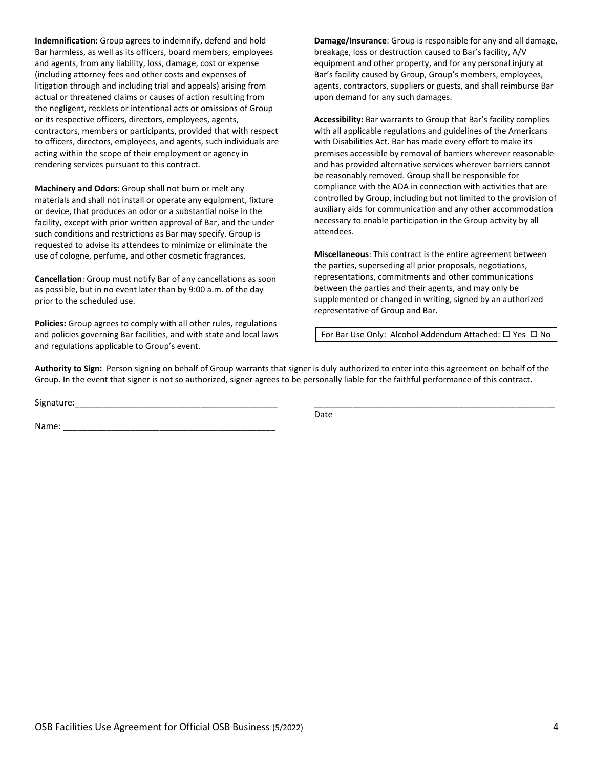**Indemnification:** Group agrees to indemnify, defend and hold Bar harmless, as well as its officers, board members, employees and agents, from any liability, loss, damage, cost or expense (including attorney fees and other costs and expenses of litigation through and including trial and appeals) arising from actual or threatened claims or causes of action resulting from the negligent, reckless or intentional acts or omissions of Group or its respective officers, directors, employees, agents, contractors, members or participants, provided that with respect to officers, directors, employees, and agents, such individuals are acting within the scope of their employment or agency in rendering services pursuant to this contract.

**Machinery and Odors**: Group shall not burn or melt any materials and shall not install or operate any equipment, fixture or device, that produces an odor or a substantial noise in the facility, except with prior written approval of Bar, and the under such conditions and restrictions as Bar may specify. Group is requested to advise its attendees to minimize or eliminate the use of cologne, perfume, and other cosmetic fragrances.

**Cancellation**: Group must notify Bar of any cancellations as soon as possible, but in no event later than by 9:00 a.m. of the day prior to the scheduled use.

**Policies:** Group agrees to comply with all other rules, regulations and policies governing Bar facilities, and with state and local laws and regulations applicable to Group's event.

**Damage/Insurance**: Group is responsible for any and all damage, breakage, loss or destruction caused to Bar's facility, A/V equipment and other property, and for any personal injury at Bar's facility caused by Group, Group's members, employees, agents, contractors, suppliers or guests, and shall reimburse Bar upon demand for any such damages.

**Accessibility:** Bar warrants to Group that Bar's facility complies with all applicable regulations and guidelines of the Americans with Disabilities Act. Bar has made every effort to make its premises accessible by removal of barriers wherever reasonable and has provided alternative services wherever barriers cannot be reasonably removed. Group shall be responsible for compliance with the ADA in connection with activities that are controlled by Group, including but not limited to the provision of auxiliary aids for communication and any other accommodation necessary to enable participation in the Group activity by all attendees.

**Miscellaneous**: This contract is the entire agreement between the parties, superseding all prior proposals, negotiations, representations, commitments and other communications between the parties and their agents, and may only be supplemented or changed in writing, signed by an authorized representative of Group and Bar.

For Bar Use Only: Alcohol Addendum Attached: ☐ Yes ☐ No

**Authority to Sign:** Person signing on behalf of Group warrants that signer is duly authorized to enter into this agreement on behalf of the Group. In the event that signer is not so authorized, signer agrees to be personally liable for the faithful performance of this contract.

Signature:___________________________________________ ____________________________________________________

Date

Name: _____________________________________________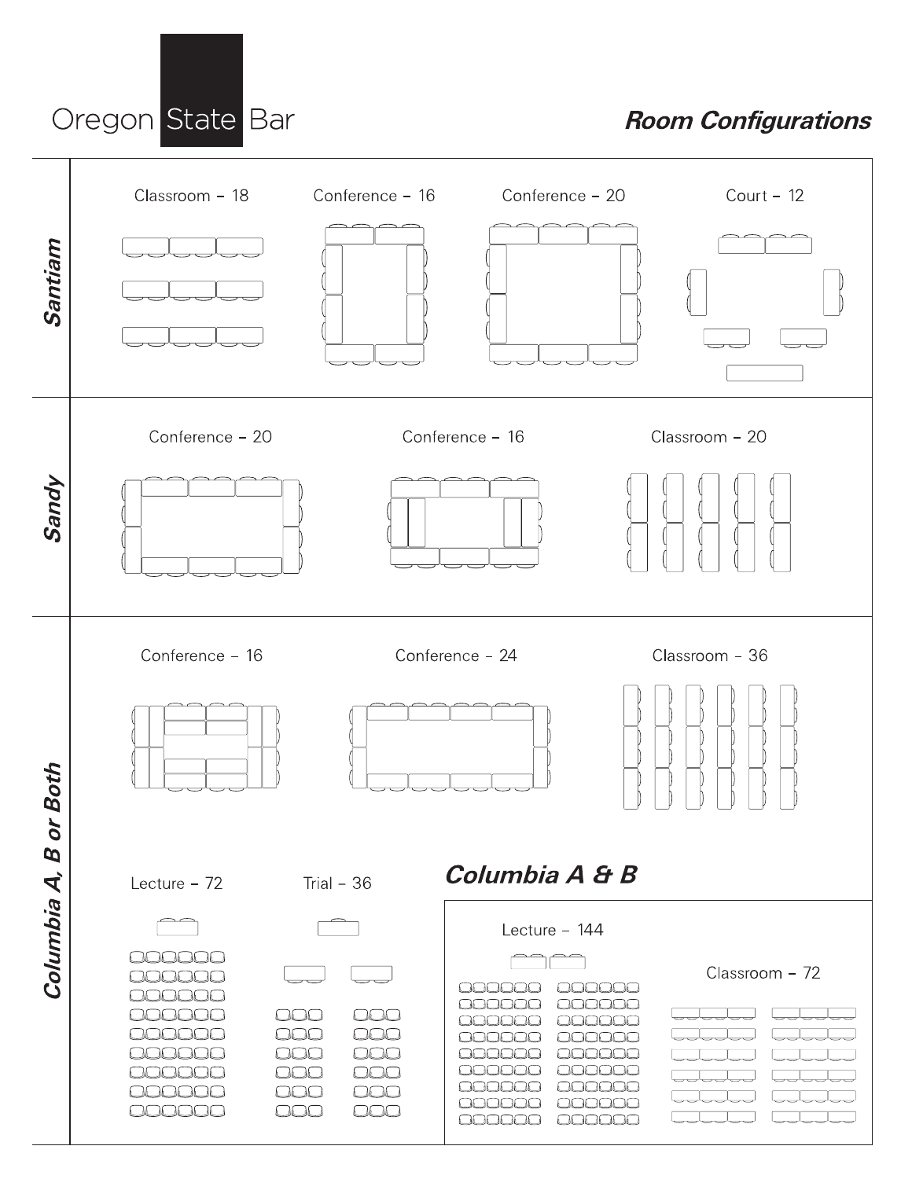Oregon State Bar

## Room Configurations

### Santiam

Classroom – 18

Conference – 16

Conference – 20

Court – 12

### Sandy

Conference – 20

Conference – 16

Classroom – 20

### Columbia A, B or Both

Conference – 16

Conference – 24

Classroom – 36

Lecture – 72

Trial – 36

### Columbia A & B

Lecture – 144

Classroom – 72